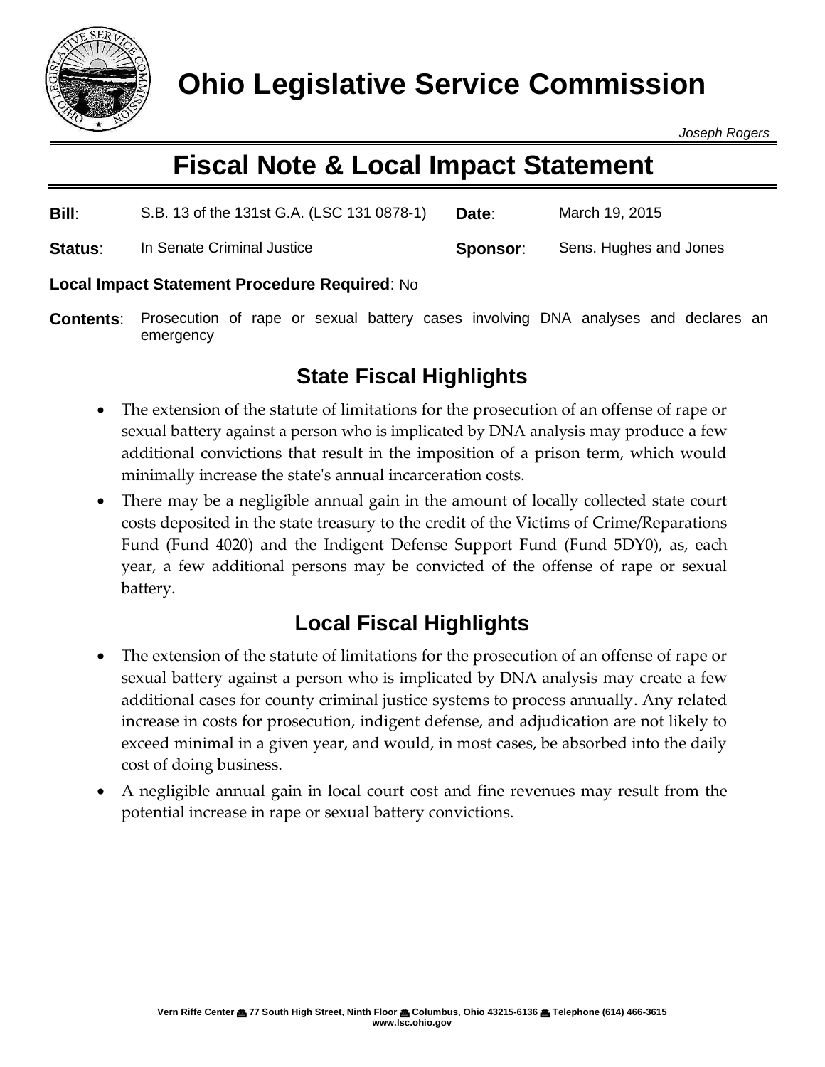# Ohio Legislative Service Commission

*Joseph Rogers*

## Fiscal Note & Local Impact Statement

**Bill**: S.B. 13 of the 131st G.A. (LSC 131 0878-1) **Date**: March 19, 2015

**Status**: In Senate Criminal Justice **Sponsor**: Sens. Hughes and Jones

**Local Impact Statement Procedure Required**: No

**Contents**: Prosecution of rape or sexual battery cases involving DNA analyses and declares an emergency

### State Fiscal Highlights

- The extension of the statute of limitations for the prosecution of an offense of rape or sexual battery against a person who is implicated by DNA analysis may produce a few additional convictions that result in the imposition of a prison term, which would minimally increase the state's annual incarceration costs.
- There may be a negligible annual gain in the amount of locally collected state court costs deposited in the state treasury to the credit of the Victims of Crime/Reparations Fund (Fund 4020) and the Indigent Defense Support Fund (Fund 5DY0), as, each year, a few additional persons may be convicted of the offense of rape or sexual battery.

### Local Fiscal Highlights

- The extension of the statute of limitations for the prosecution of an offense of rape or sexual battery against a person who is implicated by DNA analysis may create a few additional cases for county criminal justice systems to process annually. Any related increase in costs for prosecution, indigent defense, and adjudication are not likely to exceed minimal in a given year, and would, in most cases, be absorbed into the daily cost of doing business.
- A negligible annual gain in local court cost and fine revenues may result from the potential increase in rape or sexual battery convictions.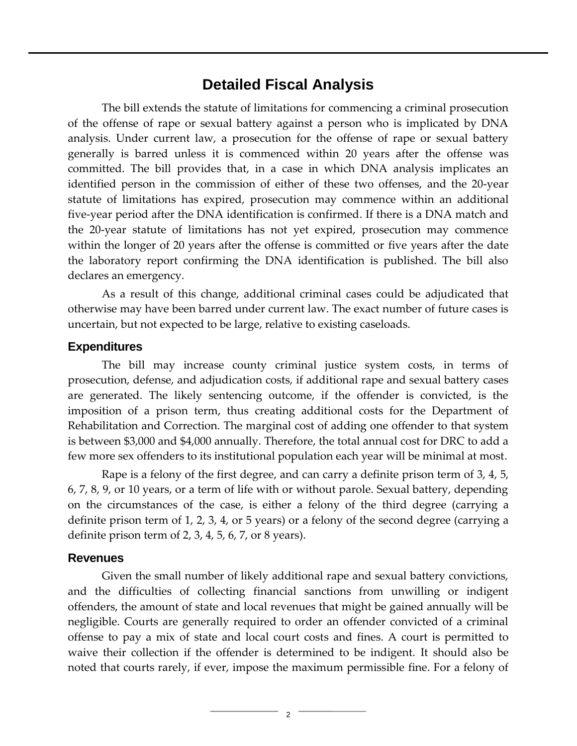# Detailed Fiscal Analysis

The bill extends the statute of limitations for commencing a criminal prosecution of the offense of rape or sexual battery against a person who is implicated by DNA analysis. Under current law, a prosecution for the offense of rape or sexual battery generally is barred unless it is commenced within 20 years after the offense was committed. The bill provides that, in a case in which DNA analysis implicates an identified person in the commission of either of these two offenses, and the 20-year statute of limitations has expired, prosecution may commence within an additional five-year period after the DNA identification is confirmed. If there is a DNA match and the 20-year statute of limitations has not yet expired, prosecution may commence within the longer of 20 years after the offense is committed or five years after the date the laboratory report confirming the DNA identification is published. The bill also declares an emergency.

As a result of this change, additional criminal cases could be adjudicated that otherwise may have been barred under current law. The exact number of future cases is uncertain, but not expected to be large, relative to existing caseloads.

## Expenditures

The bill may increase county criminal justice system costs, in terms of prosecution, defense, and adjudication costs, if additional rape and sexual battery cases are generated. The likely sentencing outcome, if the offender is convicted, is the imposition of a prison term, thus creating additional costs for the Department of Rehabilitation and Correction. The marginal cost of adding one offender to that system is between $3,000 and $4,000 annually. Therefore, the total annual cost for DRC to add a few more sex offenders to its institutional population each year will be minimal at most.

Rape is a felony of the first degree, and can carry a definite prison term of 3, 4, 5, 6, 7, 8, 9, or 10 years, or a term of life with or without parole. Sexual battery, depending on the circumstances of the case, is either a felony of the third degree (carrying a definite prison term of 1, 2, 3, 4, or 5 years) or a felony of the second degree (carrying a definite prison term of 2, 3, 4, 5, 6, 7, or 8 years).

## Revenues

Given the small number of likely additional rape and sexual battery convictions, and the difficulties of collecting financial sanctions from unwilling or indigent offenders, the amount of state and local revenues that might be gained annually will be negligible. Courts are generally required to order an offender convicted of a criminal offense to pay a mix of state and local court costs and fines. A court is permitted to waive their collection if the offender is determined to be indigent. It should also be noted that courts rarely, if ever, impose the maximum permissible fine. For a felony of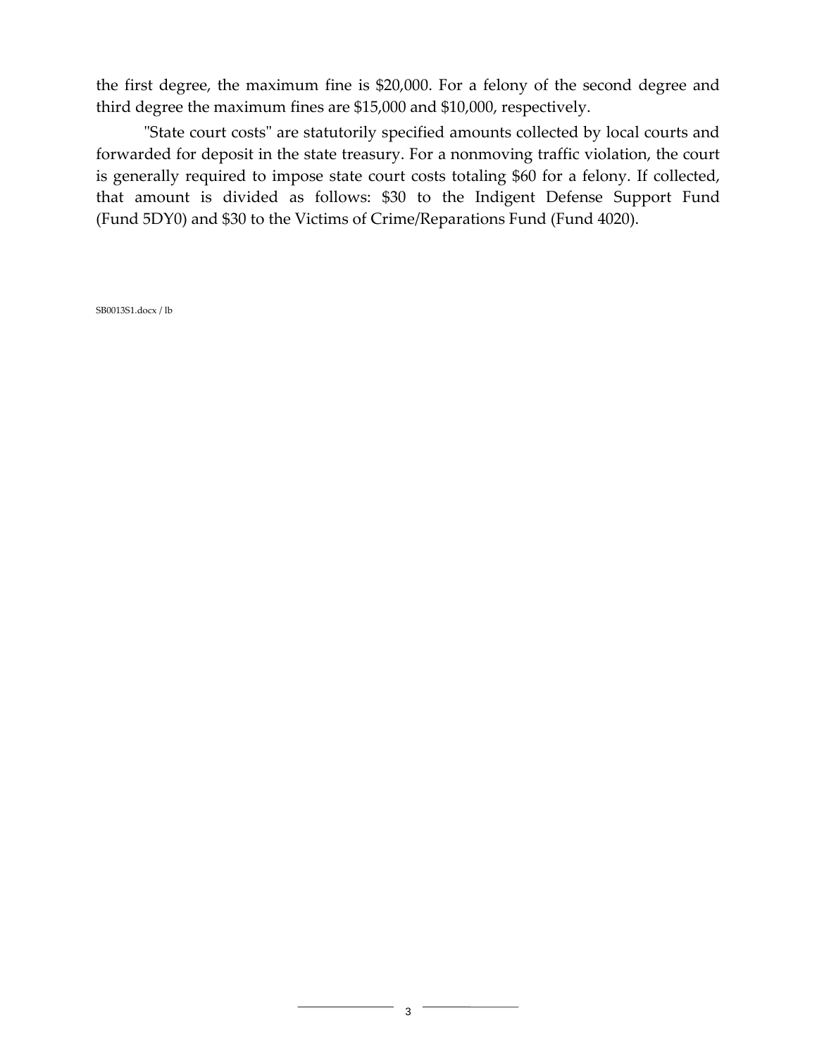the first degree, the maximum fine is $20,000. For a felony of the second degree and third degree the maximum fines are $15,000 and $10,000, respectively.

"State court costs" are statutorily specified amounts collected by local courts and forwarded for deposit in the state treasury. For a nonmoving traffic violation, the court is generally required to impose state court costs totaling $60 for a felony. If collected, that amount is divided as follows: $30 to the Indigent Defense Support Fund (Fund 5DY0) and $30 to the Victims of Crime/Reparations Fund (Fund 4020).

SB0013S1.docx / lb